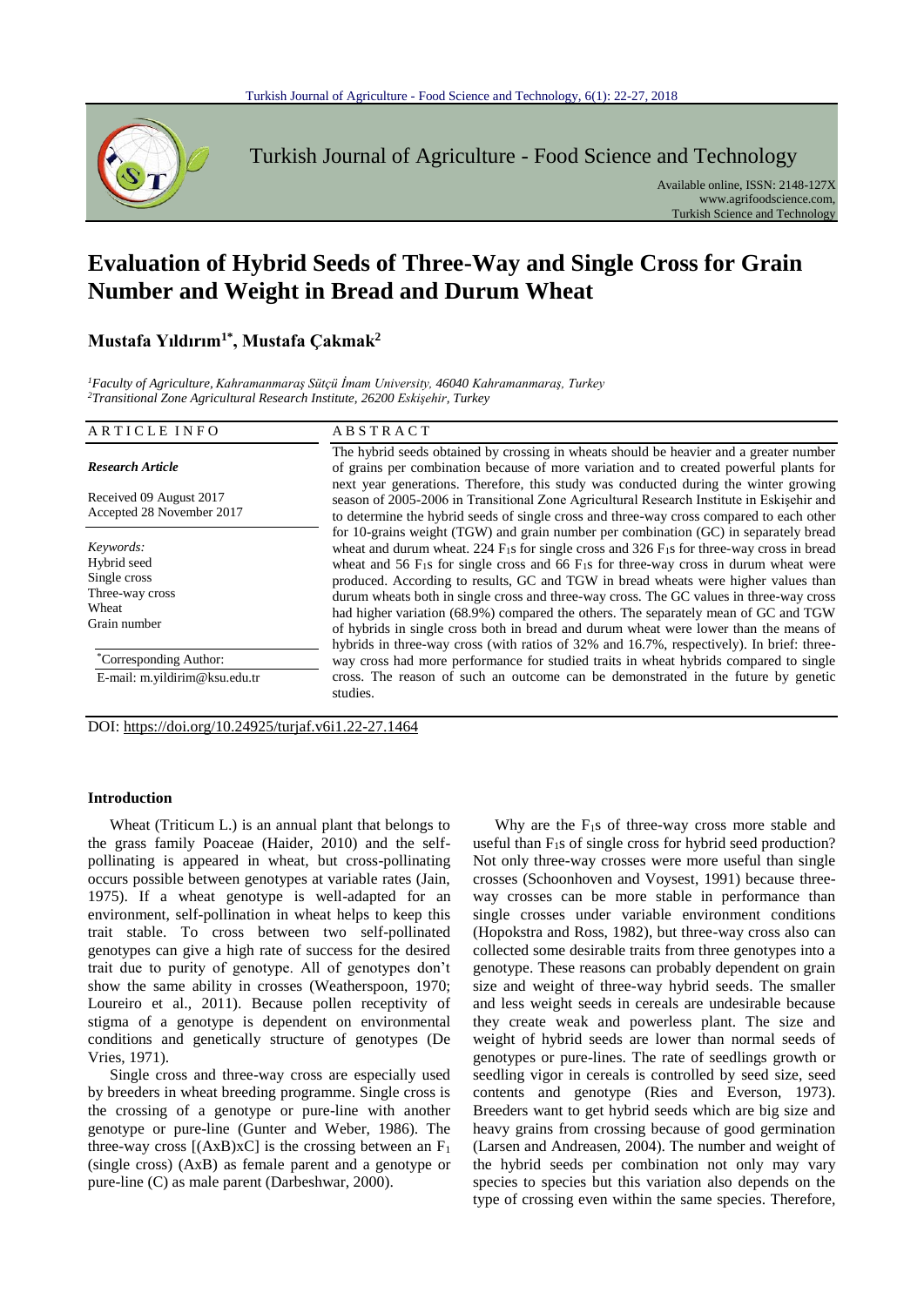# Evaluation of Hybrid Seeds of Three-Way and Single Cross for Grain Number and Weight in Bread and Durum Wheat

**Mustafa Yıldırım[1*], Mustafa Çakmak[2]**

*[1]Faculty of Agriculture, Kahramanmaraş Sütçü İmam University, 46040 Kahramanmaraş, Turkey*
*[2]Transitional Zone Agricultural Research Institute, 26200 Eskişehir, Turkey*

ARTICLE INFO

*Research Article*

Received 09 August 2017
Accepted 28 November 2017

*Keywords:*
Hybrid seed
Single cross
Three-way cross
Wheat
Grain number

*Corresponding Author:
E-mail: m.yildirim@ksu.edu.tr

ABSTRACT

The hybrid seeds obtained by crossing in wheats should be heavier and a greater number of grains per combination because of more variation and to created powerful plants for next year generations. Therefore, this study was conducted during the winter growing season of 2005-2006 in Transitional Zone Agricultural Research Institute in Eskişehir and to determine the hybrid seeds of single cross and three-way cross compared to each other for 10-grains weight (TGW) and grain number per combination (GC) in separately bread wheat and durum wheat. 224 $F_1$s for single cross and 326 $F_1$s for three-way cross in bread wheat and 56 $F_1$s for single cross and 66 $F_1$s for three-way cross in durum wheat were produced. According to results, GC and TGW in bread wheats were higher values than durum wheats both in single cross and three-way cross. The GC values in three-way cross had higher variation (68.9%) compared the others. The separately mean of GC and TGW of hybrids in single cross both in bread and durum wheat were lower than the means of hybrids in three-way cross (with ratios of 32% and 16.7%, respectively). In brief: three-way cross had more performance for studied traits in wheat hybrids compared to single cross. The reason of such an outcome can be demonstrated in the future by genetic studies.

DOI: https://doi.org/10.24925/turjaf.v6i1.22-27.1464

## Introduction

Wheat (Triticum L.) is an annual plant that belongs to the grass family Poaceae (Haider, 2010) and the self-pollinating is appeared in wheat, but cross-pollinating occurs possible between genotypes at variable rates (Jain, 1975). If a wheat genotype is well-adapted for an environment, self-pollination in wheat helps to keep this trait stable. To cross between two self-pollinated genotypes can give a high rate of success for the desired trait due to purity of genotype. All of genotypes don't show the same ability in crosses (Weatherspoon, 1970; Loureiro et al., 2011). Because pollen receptivity of stigma of a genotype is dependent on environmental conditions and genetically structure of genotypes (De Vries, 1971).

Single cross and three-way cross are especially used by breeders in wheat breeding programme. Single cross is the crossing of a genotype or pure-line with another genotype or pure-line (Gunter and Weber, 1986). The three-way cross [(AxB)xC] is the crossing between an $F_1$ (single cross) (AxB) as female parent and a genotype or pure-line (C) as male parent (Darbeshwar, 2000).

Why are the $F_1$s of three-way cross more stable and useful than $F_1$s of single cross for hybrid seed production? Not only three-way crosses were more useful than single crosses (Schoonhoven and Voysest, 1991) because three-way crosses can be more stable in performance than single crosses under variable environment conditions (Hopokstra and Ross, 1982), but three-way cross also can collected some desirable traits from three genotypes into a genotype. These reasons can probably dependent on grain size and weight of three-way hybrid seeds. The smaller and less weight seeds in cereals are undesirable because they create weak and powerless plant. The size and weight of hybrid seeds are lower than normal seeds of genotypes or pure-lines. The rate of seedlings growth or seedling vigor in cereals is controlled by seed size, seed contents and genotype (Ries and Everson, 1973). Breeders want to get hybrid seeds which are big size and heavy grains from crossing because of good germination (Larsen and Andreasen, 2004). The number and weight of the hybrid seeds per combination not only may vary species to species but this variation also depends on the type of crossing even within the same species. Therefore,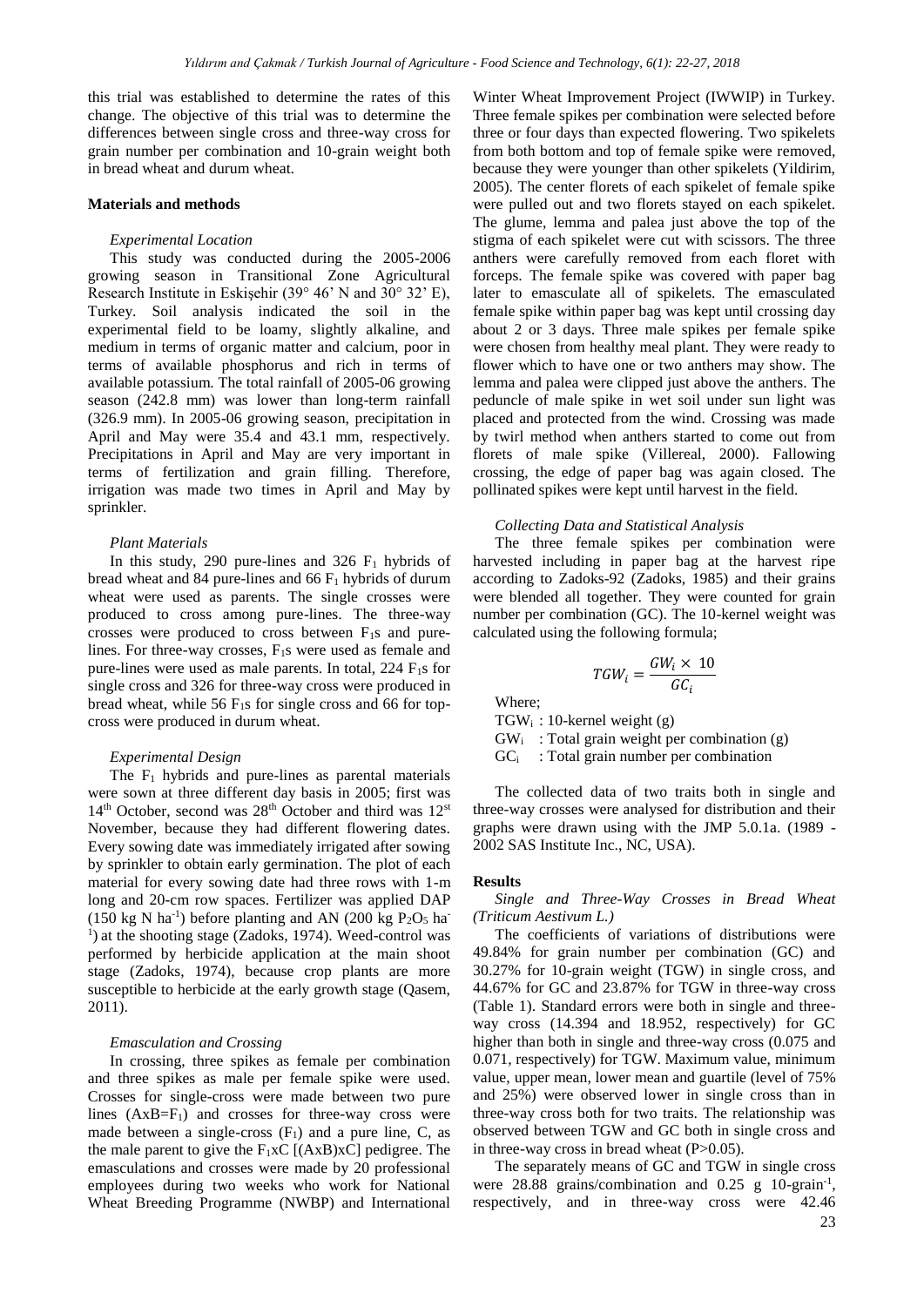this trial was established to determine the rates of this change. The objective of this trial was to determine the differences between single cross and three-way cross for grain number per combination and 10-grain weight both in bread wheat and durum wheat.

## Materials and methods

### *Experimental Location*

This study was conducted during the 2005-2006 growing season in Transitional Zone Agricultural Research Institute in Eskişehir (39° 46' N and 30° 32' E), Turkey. Soil analysis indicated the soil in the experimental field to be loamy, slightly alkaline, and medium in terms of organic matter and calcium, poor in terms of available phosphorus and rich in terms of available potassium. The total rainfall of 2005-06 growing season (242.8 mm) was lower than long-term rainfall (326.9 mm). In 2005-06 growing season, precipitation in April and May were 35.4 and 43.1 mm, respectively. Precipitations in April and May are very important in terms of fertilization and grain filling. Therefore, irrigation was made two times in April and May by sprinkler.

### *Plant Materials*

In this study, 290 pure-lines and 326 $F_1$ hybrids of bread wheat and 84 pure-lines and 66 $F_1$ hybrids of durum wheat were used as parents. The single crosses were produced to cross among pure-lines. The three-way crosses were produced to cross between $F_1$s and pure-lines. For three-way crosses, $F_1$s were used as female and pure-lines were used as male parents. In total, 224 $F_1$s for single cross and 326 for three-way cross were produced in bread wheat, while 56 $F_1$s for single cross and 66 for top-cross were produced in durum wheat.

### *Experimental Design*

The $F_1$ hybrids and pure-lines as parental materials were sown at three different day basis in 2005; first was 14[th] October, second was 28[th] October and third was 12[st] November, because they had different flowering dates. Every sowing date was immediately irrigated after sowing by sprinkler to obtain early germination. The plot of each material for every sowing date had three rows with 1-m long and 20-cm row spaces. Fertilizer was applied DAP (150 kg N $ha^{-1}$) before planting and AN (200 kg $P_2O_5$ $ha^{-1}$) at the shooting stage (Zadoks, 1974). Weed-control was performed by herbicide application at the main shoot stage (Zadoks, 1974), because crop plants are more susceptible to herbicide at the early growth stage (Qasem, 2011).

### *Emasculation and Crossing*

In crossing, three spikes as female per combination and three spikes as male per female spike were used. Crosses for single-cross were made between two pure lines ($AxB=F_1$) and crosses for three-way cross were made between a single-cross ($F_1$) and a pure line, C, as the male parent to give the $F_1$xC [(AxB)xC] pedigree. The emasculations and crosses were made by 20 professional employees during two weeks who work for National Wheat Breeding Programme (NWBP) and International Winter Wheat Improvement Project (IWWIP) in Turkey. Three female spikes per combination were selected before three or four days than expected flowering. Two spikelets from both bottom and top of female spike were removed, because they were younger than other spikelets (Yildirim, 2005). The center florets of each spikelet of female spike were pulled out and two florets stayed on each spikelet. The glume, lemma and palea just above the top of the stigma of each spikelet were cut with scissors. The three anthers were carefully removed from each floret with forceps. The female spike was covered with paper bag later to emasculate all of spikelets. The emasculated female spike within paper bag was kept until crossing day about 2 or 3 days. Three male spikes per female spike were chosen from healthy meal plant. They were ready to flower which to have one or two anthers may show. The lemma and palea were clipped just above the anthers. The peduncle of male spike in wet soil under sun light was placed and protected from the wind. Crossing was made by twirl method when anthers started to come out from florets of male spike (Villereal, 2000). Fallowing crossing, the edge of paper bag was again closed. The pollinated spikes were kept until harvest in the field.

### *Collecting Data and Statistical Analysis*

The three female spikes per combination were harvested including in paper bag at the harvest ripe according to Zadoks-92 (Zadoks, 1985) and their grains were blended all together. They were counted for grain number per combination (GC). The 10-kernel weight was calculated using the following formula;

$$TGW_i = \frac{GW_i \times 10}{GC_i}$$

Where;

$TGW_i$ : 10-kernel weight (g)

$GW_i$ : Total grain weight per combination (g)

$GC_i$ : Total grain number per combination

The collected data of two traits both in single and three-way crosses were analysed for distribution and their graphs were drawn using with the JMP 5.0.1a. (1989 - 2002 SAS Institute Inc., NC, USA).

## Results

### *Single and Three-Way Crosses in Bread Wheat (Triticum Aestivum L.)*

The coefficients of variations of distributions were 49.84% for grain number per combination (GC) and 30.27% for 10-grain weight (TGW) in single cross, and 44.67% for GC and 23.87% for TGW in three-way cross (Table 1). Standard errors were both in single and three-way cross (14.394 and 18.952, respectively) for GC higher than both in single and three-way cross (0.075 and 0.071, respectively) for TGW. Maximum value, minimum value, upper mean, lower mean and guartile (level of 75% and 25%) were observed lower in single cross than in three-way cross both for two traits. The relationship was observed between TGW and GC both in single cross and in three-way cross in bread wheat ($P>0.05$).

The separately means of GC and TGW in single cross were 28.88 grains/combination and 0.25 g 10-grain$^{-1}$, respectively, and in three-way cross were 42.46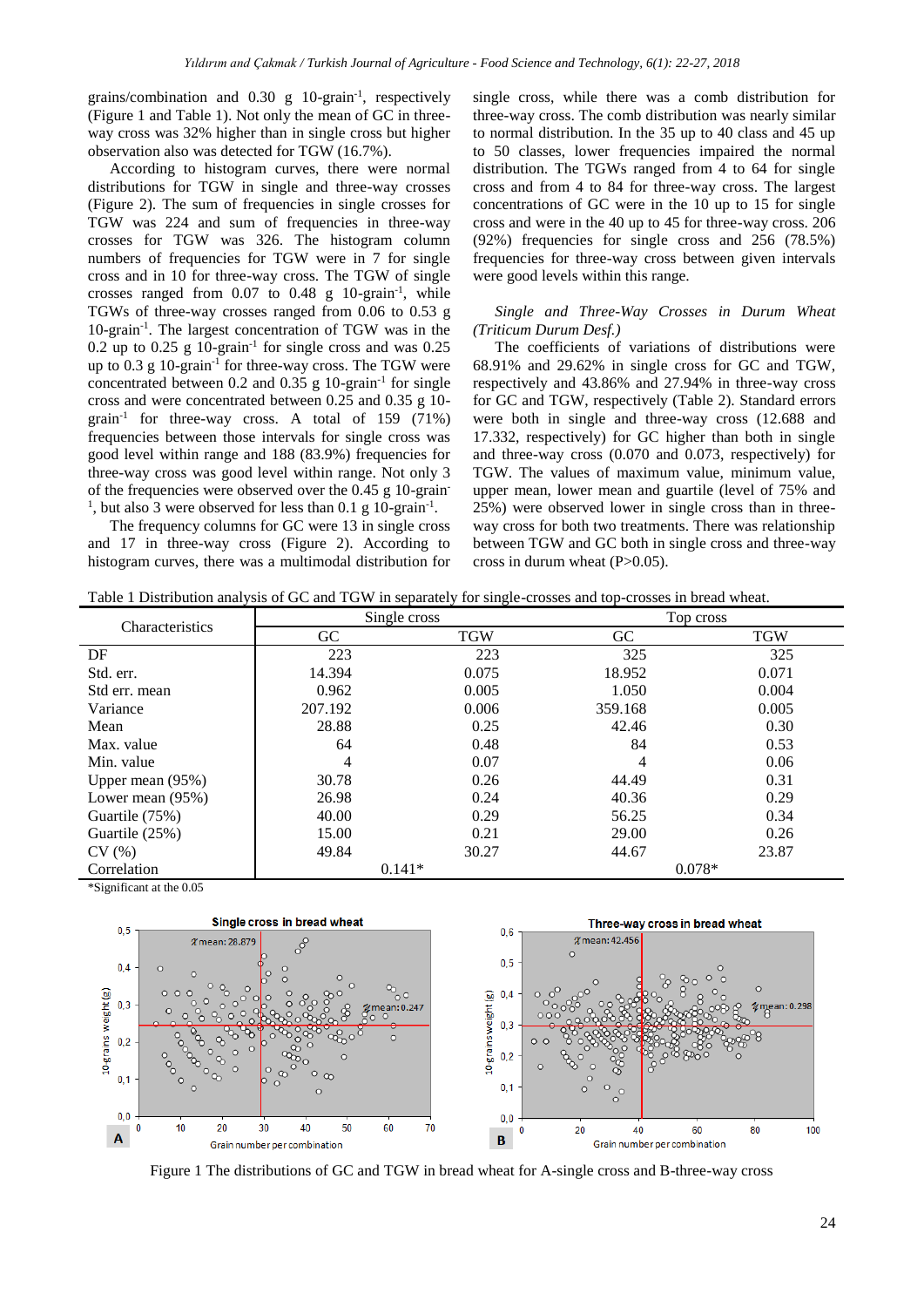grains/combination and 0.30 g 10-grain$^{-1}$, respectively (Figure 1 and Table 1). Not only the mean of GC in three-way cross was 32% higher than in single cross but higher observation also was detected for TGW (16.7%).

According to histogram curves, there were normal distributions for TGW in single and three-way crosses (Figure 2). The sum of frequencies in single crosses for TGW was 224 and sum of frequencies in three-way crosses for TGW was 326. The histogram column numbers of frequencies for TGW were in 7 for single cross and in 10 for three-way cross. The TGW of single crosses ranged from 0.07 to 0.48 g 10-grain$^{-1}$, while TGWs of three-way crosses ranged from 0.06 to 0.53 g 10-grain$^{-1}$. The largest concentration of TGW was in the 0.2 up to 0.25 g 10-grain$^{-1}$ for single cross and was 0.25 up to 0.3 g 10-grain$^{-1}$ for three-way cross. The TGW were concentrated between 0.2 and 0.35 g 10-grain$^{-1}$ for single cross and were concentrated between 0.25 and 0.35 g 10-grain$^{-1}$ for three-way cross. A total of 159 (71%) frequencies between those intervals for single cross was good level within range and 188 (83.9%) frequencies for three-way cross was good level within range. Not only 3 of the frequencies were observed over the 0.45 g 10-grain$^{-1}$, but also 3 were observed for less than 0.1 g 10-grain$^{-1}$.

The frequency columns for GC were 13 in single cross and 17 in three-way cross (Figure 2). According to histogram curves, there was a multimodal distribution for single cross, while there was a comb distribution for three-way cross. The comb distribution was nearly similar to normal distribution. In the 35 up to 40 class and 45 up to 50 classes, lower frequencies impaired the normal distribution. The TGWs ranged from 4 to 64 for single cross and from 4 to 84 for three-way cross. The largest concentrations of GC were in the 10 up to 15 for single cross and were in the 40 up to 45 for three-way cross. 206 (92%) frequencies for single cross and 256 (78.5%) frequencies for three-way cross between given intervals were good levels within this range.

### *Single and Three-Way Crosses in Durum Wheat (Triticum Durum Desf.)*

The coefficients of variations of distributions were 68.91% and 29.62% in single cross for GC and TGW, respectively and 43.86% and 27.94% in three-way cross for GC and TGW, respectively (Table 2). Standard errors were both in single and three-way cross (12.688 and 17.332, respectively) for GC higher than both in single and three-way cross (0.070 and 0.073, respectively) for TGW. The values of maximum value, minimum value, upper mean, lower mean and guartile (level of 75% and 25%) were observed lower in single cross than in three-way cross for both two treatments. There was relationship between TGW and GC both in single cross and three-way cross in durum wheat (P>0.05).

Table 1 Distribution analysis of GC and TGW in separately for single-crosses and top-crosses in bread wheat.

| Characteristics | Single cross | | Top cross | |
|---|---|---|---|---|
| | GC | TGW | GC | TGW |
| DF | 223 | 223 | 325 | 325 |
| Std. err. | 14.394 | 0.075 | 18.952 | 0.071 |
| Std err. mean | 0.962 | 0.005 | 1.050 | 0.004 |
| Variance | 207.192 | 0.006 | 359.168 | 0.005 |
| Mean | 28.88 | 0.25 | 42.46 | 0.30 |
| Max. value | 64 | 0.48 | 84 | 0.53 |
| Min. value | 4 | 0.07 | 4 | 0.06 |
| Upper mean (95%) | 30.78 | 0.26 | 44.49 | 0.31 |
| Lower mean (95%) | 26.98 | 0.24 | 40.36 | 0.29 |
| Guartile (75%) | 40.00 | 0.29 | 56.25 | 0.34 |
| Guartile (25%) | 15.00 | 0.21 | 29.00 | 0.26 |
| CV (%) | 49.84 | 30.27 | 44.67 | 23.87 |
| Correlation | 0.141* | | 0.078* | |

*Significant at the 0.05

Figure 1 The distributions of GC and TGW in bread wheat for A-single cross and B-three-way cross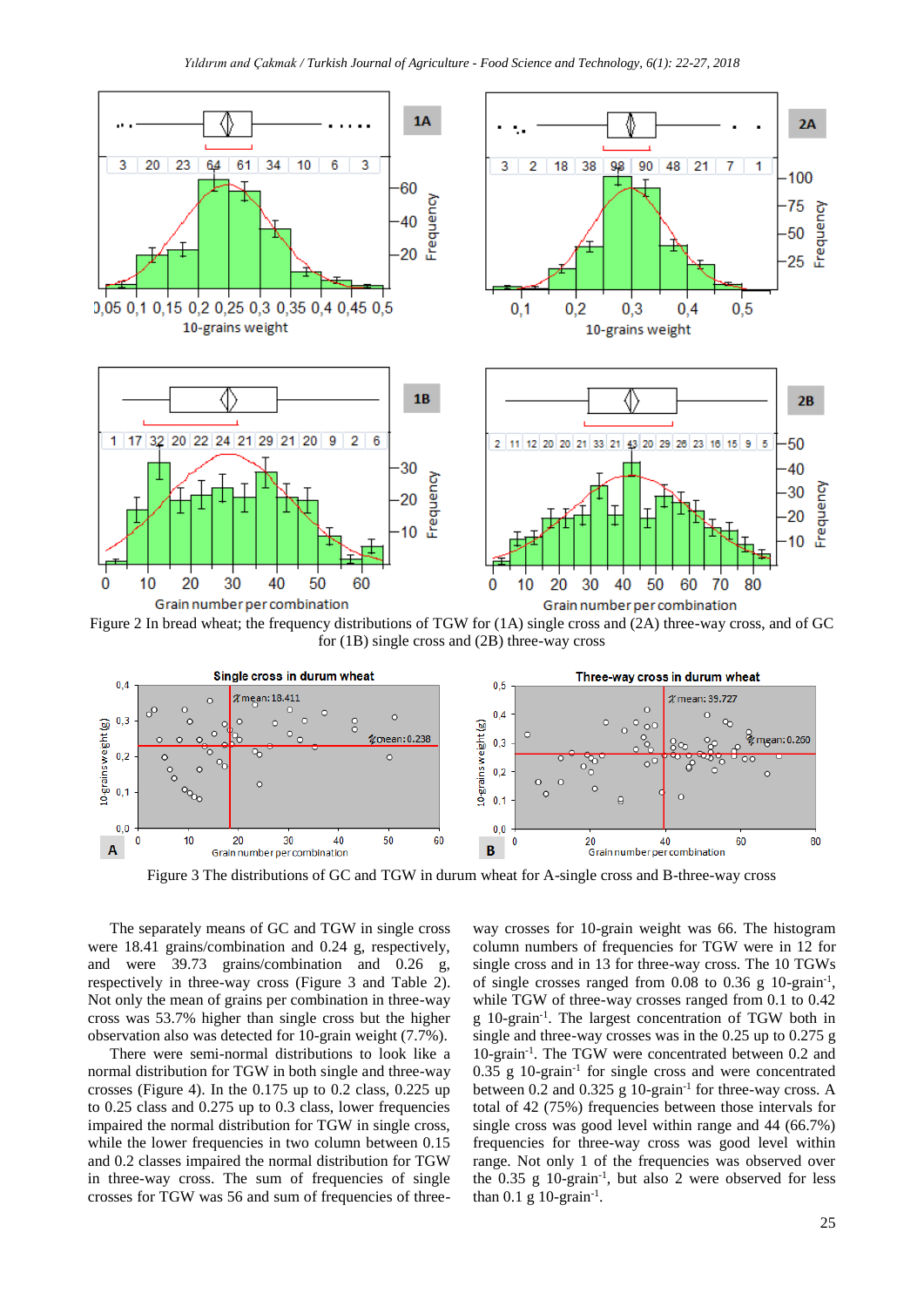Figure 2 In bread wheat; the frequency distributions of TGW for (1A) single cross and (2A) three-way cross, and of GC for (1B) single cross and (2B) three-way cross

Figure 3 The distributions of GC and TGW in durum wheat for A-single cross and B-three-way cross

The separately means of GC and TGW in single cross were 18.41 grains/combination and 0.24 g, respectively, and were 39.73 grains/combination and 0.26 g, respectively in three-way cross (Figure 3 and Table 2). Not only the mean of grains per combination in three-way cross was 53.7% higher than single cross but the higher observation also was detected for 10-grain weight (7.7%).

There were semi-normal distributions to look like a normal distribution for TGW in both single and three-way crosses (Figure 4). In the 0.175 up to 0.2 class, 0.225 up to 0.25 class and 0.275 up to 0.3 class, lower frequencies impaired the normal distribution for TGW in single cross, while the lower frequencies in two column between 0.15 and 0.2 classes impaired the normal distribution for TGW in three-way cross. The sum of frequencies of single crosses for TGW was 56 and sum of frequencies of three-way crosses for 10-grain weight was 66. The histogram column numbers of frequencies for TGW were in 12 for single cross and in 13 for three-way cross. The 10 TGWs of single crosses ranged from 0.08 to 0.36 g 10-grain$^{-1}$, while TGW of three-way crosses ranged from 0.1 to 0.42 g 10-grain$^{-1}$. The largest concentration of TGW both in single and three-way crosses was in the 0.25 up to 0.275 g 10-grain$^{-1}$. The TGW were concentrated between 0.2 and 0.35 g 10-grain$^{-1}$ for single cross and were concentrated between 0.2 and 0.325 g 10-grain$^{-1}$ for three-way cross. A total of 42 (75%) frequencies between those intervals for single cross was good level within range and 44 (66.7%) frequencies for three-way cross was good level within range. Not only 1 of the frequencies was observed over the 0.35 g 10-grain$^{-1}$, but also 2 were observed for less than 0.1 g 10-grain$^{-1}$.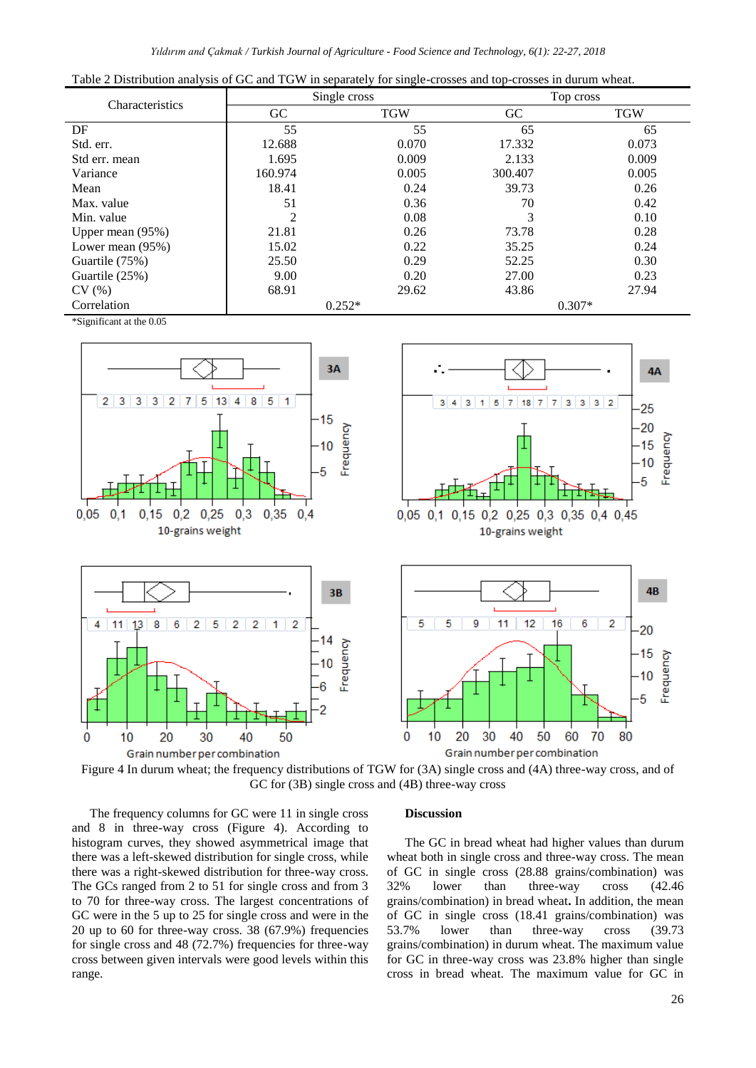Table 2 Distribution analysis of GC and TGW in separately for single-crosses and top-crosses in durum wheat.

| Characteristics | Single cross | | Top cross | |
|---|---|---|---|---|
| | GC | TGW | GC | TGW |
| DF | 55 | 55 | 65 | 65 |
| Std. err. | 12.688 | 0.070 | 17.332 | 0.073 |
| Std err. mean | 1.695 | 0.009 | 2.133 | 0.009 |
| Variance | 160.974 | 0.005 | 300.407 | 0.005 |
| Mean | 18.41 | 0.24 | 39.73 | 0.26 |
| Max. value | 51 | 0.36 | 70 | 0.42 |
| Min. value | 2 | 0.08 | 3 | 0.10 |
| Upper mean (95%) | 21.81 | 0.26 | 73.78 | 0.28 |
| Lower mean (95%) | 15.02 | 0.22 | 35.25 | 0.24 |
| Guartile (75%) | 25.50 | 0.29 | 52.25 | 0.30 |
| Guartile (25%) | 9.00 | 0.20 | 27.00 | 0.23 |
| CV (%) | 68.91 | 29.62 | 43.86 | 27.94 |
| Correlation | 0.252* | | 0.307* | |

*Significant at the 0.05

Figure 4 In durum wheat; the frequency distributions of TGW for (3A) single cross and (4A) three-way cross, and of GC for (3B) single cross and (4B) three-way cross

The frequency columns for GC were 11 in single cross and 8 in three-way cross (Figure 4). According to histogram curves, they showed asymmetrical image that there was a left-skewed distribution for single cross, while there was a right-skewed distribution for three-way cross. The GCs ranged from 2 to 51 for single cross and from 3 to 70 for three-way cross. The largest concentrations of GC were in the 5 up to 25 for single cross and were in the 20 up to 60 for three-way cross. 38 (67.9%) frequencies for single cross and 48 (72.7%) frequencies for three-way cross between given intervals were good levels within this range.

## Discussion

The GC in bread wheat had higher values than durum wheat both in single cross and three-way cross. The mean of GC in single cross (28.88 grains/combination) was 32% lower than three-way cross (42.46 grains/combination) in bread wheat**.** In addition, the mean of GC in single cross (18.41 grains/combination) was 53.7% lower than three-way cross (39.73 grains/combination) in durum wheat. The maximum value for GC in three-way cross was 23.8% higher than single cross in bread wheat. The maximum value for GC in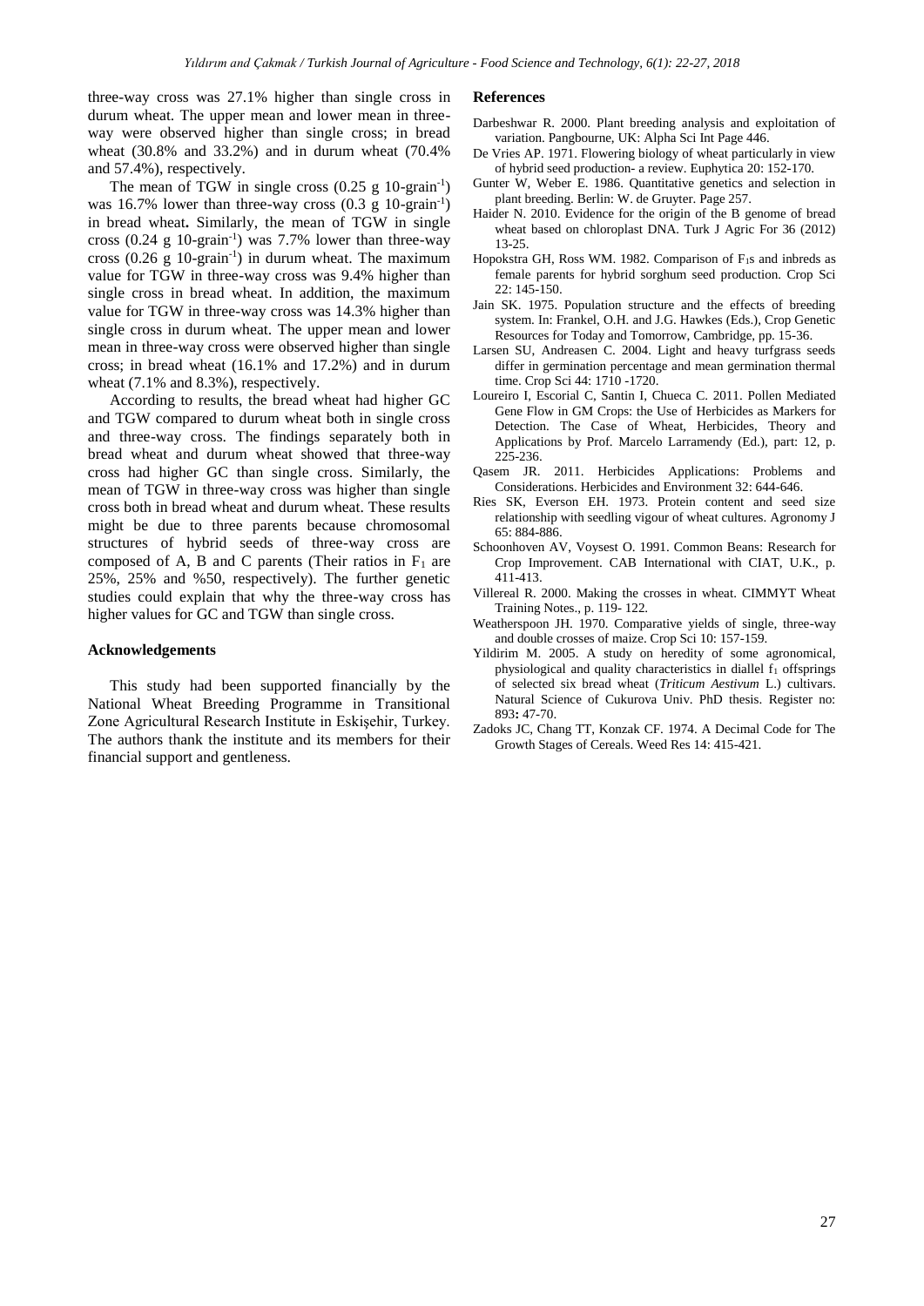three-way cross was 27.1% higher than single cross in durum wheat. The upper mean and lower mean in three-way were observed higher than single cross; in bread wheat (30.8% and 33.2%) and in durum wheat (70.4% and 57.4%), respectively.

The mean of TGW in single cross (0.25 g 10-grain$^{-1}$) was 16.7% lower than three-way cross (0.3 g 10-grain$^{-1}$) in bread wheat**.** Similarly, the mean of TGW in single cross (0.24 g 10-grain$^{-1}$) was 7.7% lower than three-way cross (0.26 g 10-grain$^{-1}$) in durum wheat. The maximum value for TGW in three-way cross was 9.4% higher than single cross in bread wheat. In addition, the maximum value for TGW in three-way cross was 14.3% higher than single cross in durum wheat. The upper mean and lower mean in three-way cross were observed higher than single cross; in bread wheat (16.1% and 17.2%) and in durum wheat (7.1% and 8.3%), respectively.

According to results, the bread wheat had higher GC and TGW compared to durum wheat both in single cross and three-way cross. The findings separately both in bread wheat and durum wheat showed that three-way cross had higher GC than single cross. Similarly, the mean of TGW in three-way cross was higher than single cross both in bread wheat and durum wheat. These results might be due to three parents because chromosomal structures of hybrid seeds of three-way cross are composed of A, B and C parents (Their ratios in $F_1$ are 25%, 25% and %50, respectively). The further genetic studies could explain that why the three-way cross has higher values for GC and TGW than single cross.

## Acknowledgements

This study had been supported financially by the National Wheat Breeding Programme in Transitional Zone Agricultural Research Institute in Eskişehir, Turkey. The authors thank the institute and its members for their financial support and gentleness.

## References

Darbeshwar R. 2000. Plant breeding analysis and exploitation of variation. Pangbourne, UK: Alpha Sci Int Page 446.

De Vries AP. 1971. Flowering biology of wheat particularly in view of hybrid seed production- a review. Euphytica 20: 152-170.

Gunter W, Weber E. 1986. Quantitative genetics and selection in plant breeding. Berlin: W. de Gruyter. Page 257.

Haider N. 2010. Evidence for the origin of the B genome of bread wheat based on chloroplast DNA. Turk J Agric For 36 (2012) 13-25.

Hopokstra GH, Ross WM. 1982. Comparison of $F_1$s and inbreds as female parents for hybrid sorghum seed production. Crop Sci 22: 145-150.

Jain SK. 1975. Population structure and the effects of breeding system. In: Frankel, O.H. and J.G. Hawkes (Eds.), Crop Genetic Resources for Today and Tomorrow, Cambridge, pp. 15-36.

Larsen SU, Andreasen C. 2004. Light and heavy turfgrass seeds differ in germination percentage and mean germination thermal time. Crop Sci 44: 1710 -1720.

Loureiro I, Escorial C, Santin I, Chueca C. 2011. Pollen Mediated Gene Flow in GM Crops: the Use of Herbicides as Markers for Detection. The Case of Wheat, Herbicides, Theory and Applications by Prof. Marcelo Larramendy (Ed.), part: 12, p. 225-236.

Qasem JR. 2011. Herbicides Applications: Problems and Considerations. Herbicides and Environment 32: 644-646.

Ries SK, Everson EH. 1973. Protein content and seed size relationship with seedling vigour of wheat cultures. Agronomy J 65: 884-886.

Schoonhoven AV, Voysest O. 1991. Common Beans: Research for Crop Improvement. CAB International with CIAT, U.K., p. 411-413.

Villereal R. 2000. Making the crosses in wheat. CIMMYT Wheat Training Notes., p. 119- 122.

Weatherspoon JH. 1970. Comparative yields of single, three-way and double crosses of maize. Crop Sci 10: 157-159.

Yildirim M. 2005. A study on heredity of some agronomical, physiological and quality characteristics in diallel $f_1$ offsprings of selected six bread wheat (*Triticum Aestivum* L.) cultivars. Natural Science of Cukurova Univ. PhD thesis. Register no: 893**:** 47-70.

Zadoks JC, Chang TT, Konzak CF. 1974. A Decimal Code for The Growth Stages of Cereals. Weed Res 14: 415-421.